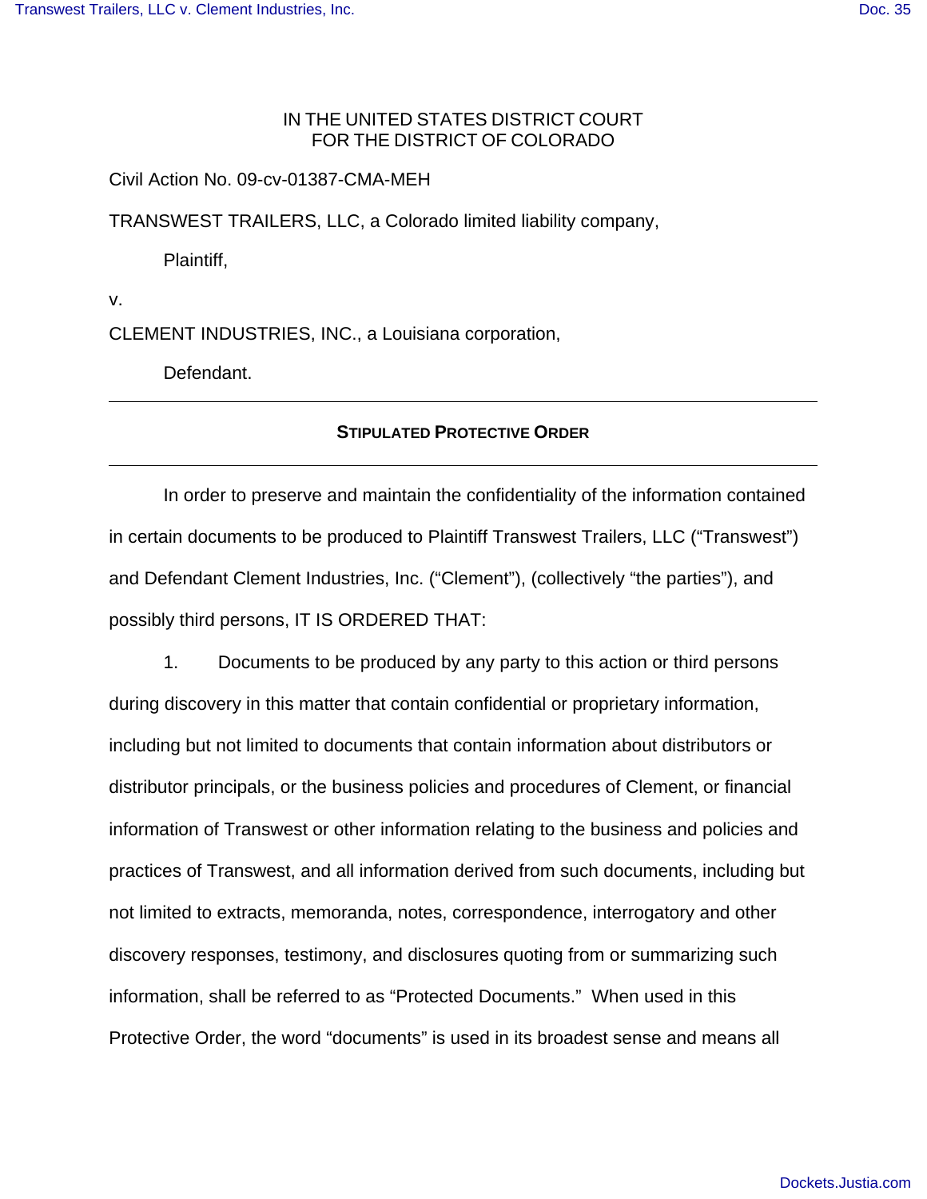IN THE UNITED STATES DISTRICT COURT
FOR THE DISTRICT OF COLORADO

Civil Action No. 09-cv-01387-CMA-MEH

TRANSWEST TRAILERS, LLC, a Colorado limited liability company,

Plaintiff,

v.

CLEMENT INDUSTRIES, INC., a Louisiana corporation,

Defendant.

---

## STIPULATED PROTECTIVE ORDER

---

In order to preserve and maintain the confidentiality of the information contained in certain documents to be produced to Plaintiff Transwest Trailers, LLC ("Transwest") and Defendant Clement Industries, Inc. ("Clement"), (collectively "the parties"), and possibly third persons, IT IS ORDERED THAT:

1. Documents to be produced by any party to this action or third persons during discovery in this matter that contain confidential or proprietary information, including but not limited to documents that contain information about distributors or distributor principals, or the business policies and procedures of Clement, or financial information of Transwest or other information relating to the business and policies and practices of Transwest, and all information derived from such documents, including but not limited to extracts, memoranda, notes, correspondence, interrogatory and other discovery responses, testimony, and disclosures quoting from or summarizing such information, shall be referred to as "Protected Documents." When used in this Protective Order, the word "documents" is used in its broadest sense and means all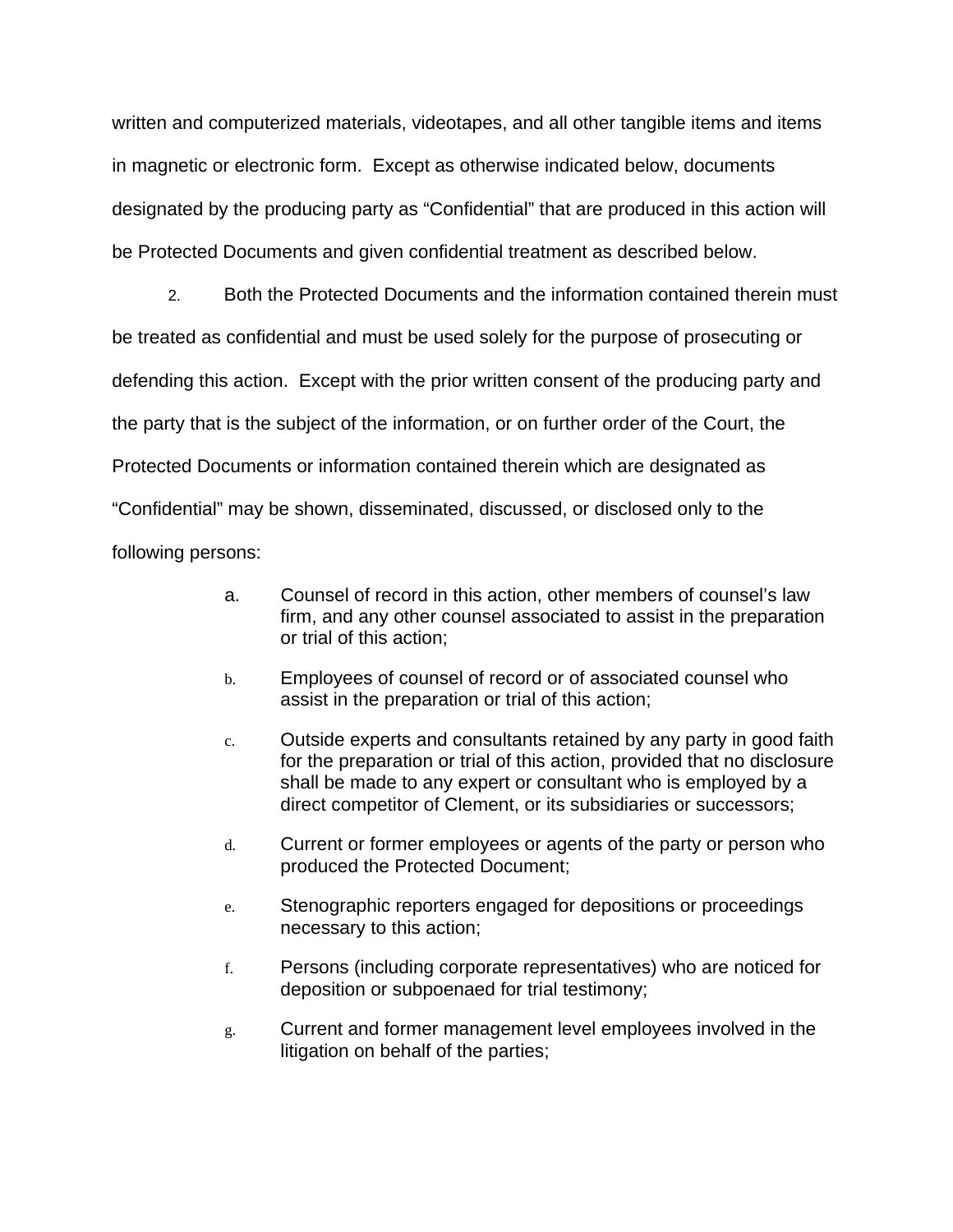written and computerized materials, videotapes, and all other tangible items and items in magnetic or electronic form. Except as otherwise indicated below, documents designated by the producing party as "Confidential" that are produced in this action will be Protected Documents and given confidential treatment as described below.

2. Both the Protected Documents and the information contained therein must be treated as confidential and must be used solely for the purpose of prosecuting or defending this action. Except with the prior written consent of the producing party and the party that is the subject of the information, or on further order of the Court, the Protected Documents or information contained therein which are designated as "Confidential" may be shown, disseminated, discussed, or disclosed only to the following persons:

a. Counsel of record in this action, other members of counsel's law firm, and any other counsel associated to assist in the preparation or trial of this action;

b. Employees of counsel of record or of associated counsel who assist in the preparation or trial of this action;

c. Outside experts and consultants retained by any party in good faith for the preparation or trial of this action, provided that no disclosure shall be made to any expert or consultant who is employed by a direct competitor of Clement, or its subsidiaries or successors;

d. Current or former employees or agents of the party or person who produced the Protected Document;

e. Stenographic reporters engaged for depositions or proceedings necessary to this action;

f. Persons (including corporate representatives) who are noticed for deposition or subpoenaed for trial testimony;

g. Current and former management level employees involved in the litigation on behalf of the parties;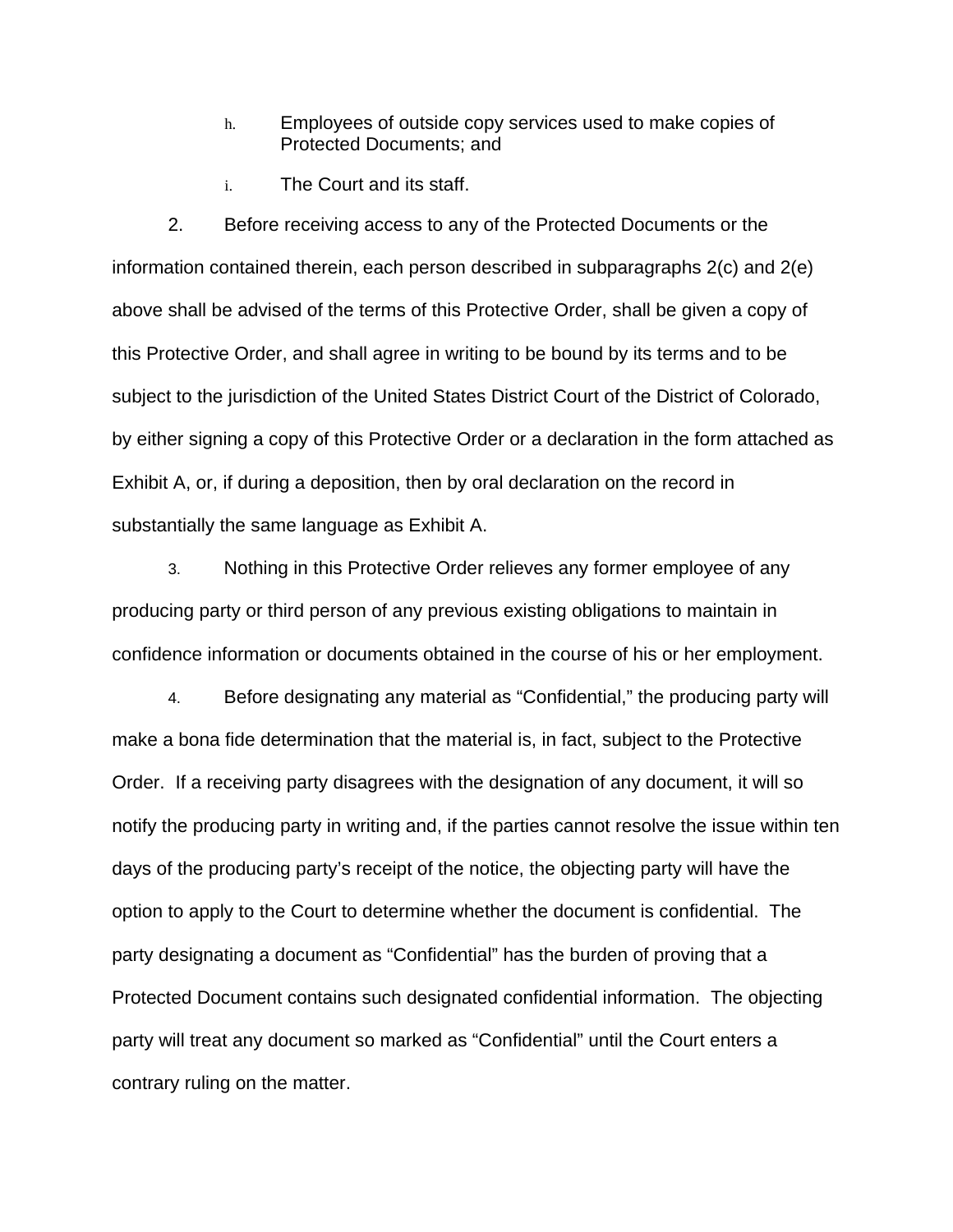h. Employees of outside copy services used to make copies of Protected Documents; and

i. The Court and its staff.

2. Before receiving access to any of the Protected Documents or the information contained therein, each person described in subparagraphs 2(c) and 2(e) above shall be advised of the terms of this Protective Order, shall be given a copy of this Protective Order, and shall agree in writing to be bound by its terms and to be subject to the jurisdiction of the United States District Court of the District of Colorado, by either signing a copy of this Protective Order or a declaration in the form attached as Exhibit A, or, if during a deposition, then by oral declaration on the record in substantially the same language as Exhibit A.

3. Nothing in this Protective Order relieves any former employee of any producing party or third person of any previous existing obligations to maintain in confidence information or documents obtained in the course of his or her employment.

4. Before designating any material as "Confidential," the producing party will make a bona fide determination that the material is, in fact, subject to the Protective Order. If a receiving party disagrees with the designation of any document, it will so notify the producing party in writing and, if the parties cannot resolve the issue within ten days of the producing party's receipt of the notice, the objecting party will have the option to apply to the Court to determine whether the document is confidential. The party designating a document as "Confidential" has the burden of proving that a Protected Document contains such designated confidential information. The objecting party will treat any document so marked as "Confidential" until the Court enters a contrary ruling on the matter.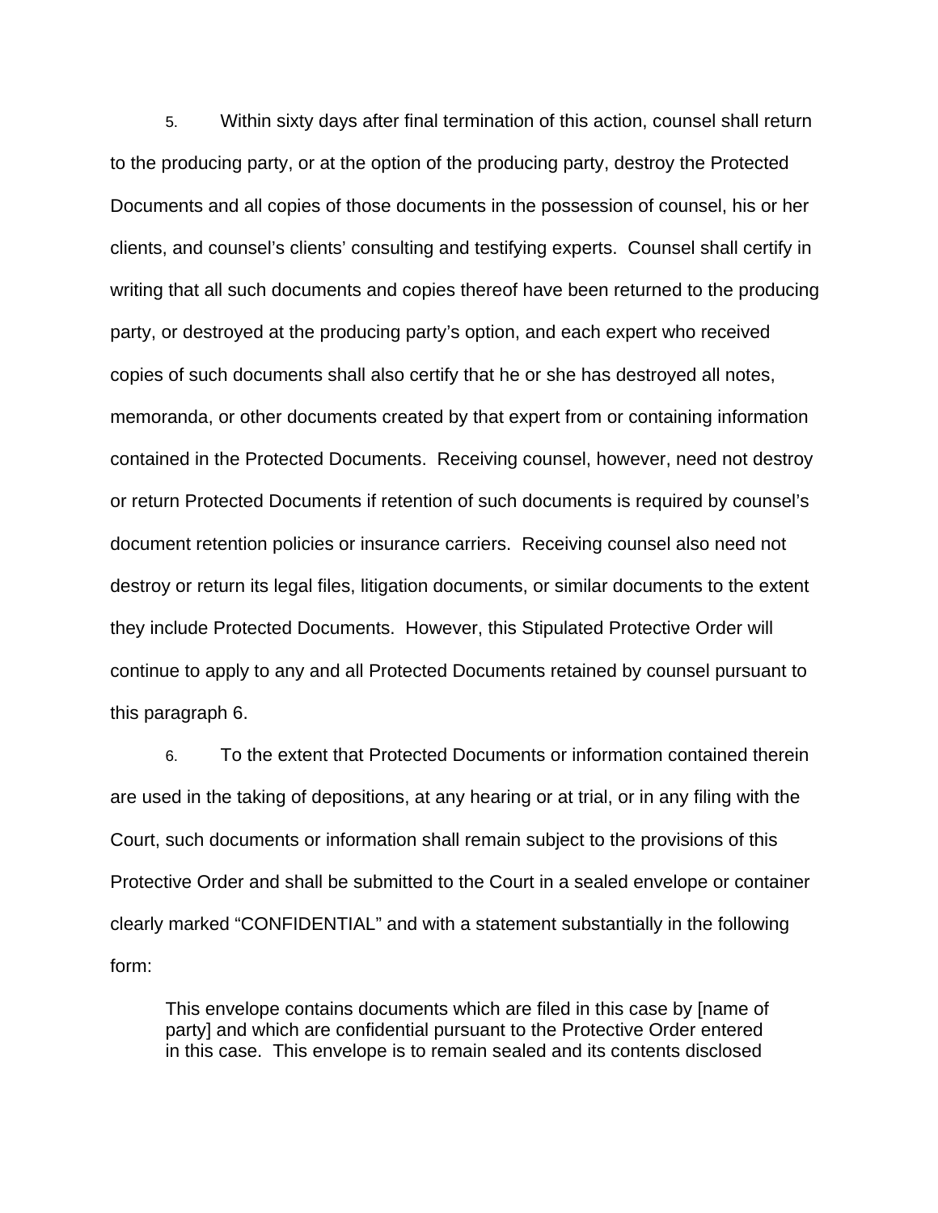5. Within sixty days after final termination of this action, counsel shall return to the producing party, or at the option of the producing party, destroy the Protected Documents and all copies of those documents in the possession of counsel, his or her clients, and counsel's clients' consulting and testifying experts. Counsel shall certify in writing that all such documents and copies thereof have been returned to the producing party, or destroyed at the producing party's option, and each expert who received copies of such documents shall also certify that he or she has destroyed all notes, memoranda, or other documents created by that expert from or containing information contained in the Protected Documents. Receiving counsel, however, need not destroy or return Protected Documents if retention of such documents is required by counsel's document retention policies or insurance carriers. Receiving counsel also need not destroy or return its legal files, litigation documents, or similar documents to the extent they include Protected Documents. However, this Stipulated Protective Order will continue to apply to any and all Protected Documents retained by counsel pursuant to this paragraph 6.

6. To the extent that Protected Documents or information contained therein are used in the taking of depositions, at any hearing or at trial, or in any filing with the Court, such documents or information shall remain subject to the provisions of this Protective Order and shall be submitted to the Court in a sealed envelope or container clearly marked "CONFIDENTIAL" and with a statement substantially in the following form:

> This envelope contains documents which are filed in this case by [name of party] and which are confidential pursuant to the Protective Order entered in this case. This envelope is to remain sealed and its contents disclosed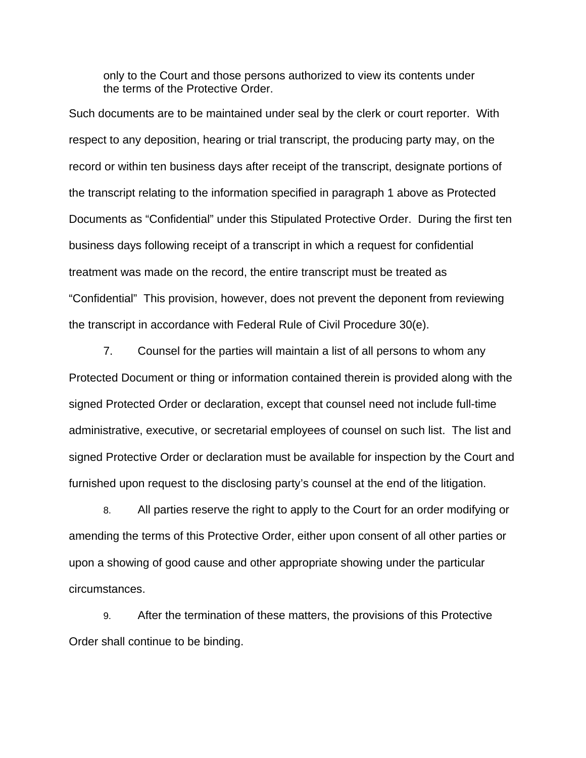only to the Court and those persons authorized to view its contents under the terms of the Protective Order.

Such documents are to be maintained under seal by the clerk or court reporter. With respect to any deposition, hearing or trial transcript, the producing party may, on the record or within ten business days after receipt of the transcript, designate portions of the transcript relating to the information specified in paragraph 1 above as Protected Documents as "Confidential" under this Stipulated Protective Order. During the first ten business days following receipt of a transcript in which a request for confidential treatment was made on the record, the entire transcript must be treated as "Confidential" This provision, however, does not prevent the deponent from reviewing the transcript in accordance with Federal Rule of Civil Procedure 30(e).

7. Counsel for the parties will maintain a list of all persons to whom any Protected Document or thing or information contained therein is provided along with the signed Protected Order or declaration, except that counsel need not include full-time administrative, executive, or secretarial employees of counsel on such list. The list and signed Protective Order or declaration must be available for inspection by the Court and furnished upon request to the disclosing party's counsel at the end of the litigation.

8. All parties reserve the right to apply to the Court for an order modifying or amending the terms of this Protective Order, either upon consent of all other parties or upon a showing of good cause and other appropriate showing under the particular circumstances.

9. After the termination of these matters, the provisions of this Protective Order shall continue to be binding.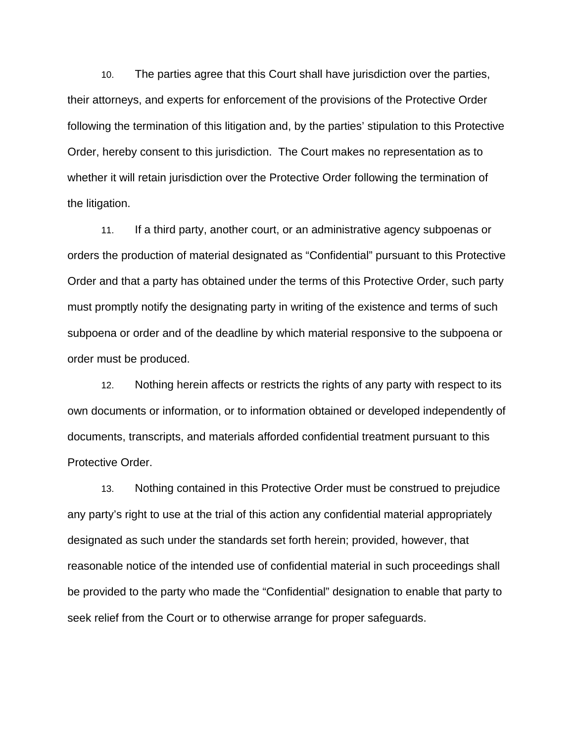10. The parties agree that this Court shall have jurisdiction over the parties, their attorneys, and experts for enforcement of the provisions of the Protective Order following the termination of this litigation and, by the parties' stipulation to this Protective Order, hereby consent to this jurisdiction. The Court makes no representation as to whether it will retain jurisdiction over the Protective Order following the termination of the litigation.

11. If a third party, another court, or an administrative agency subpoenas or orders the production of material designated as "Confidential" pursuant to this Protective Order and that a party has obtained under the terms of this Protective Order, such party must promptly notify the designating party in writing of the existence and terms of such subpoena or order and of the deadline by which material responsive to the subpoena or order must be produced.

12. Nothing herein affects or restricts the rights of any party with respect to its own documents or information, or to information obtained or developed independently of documents, transcripts, and materials afforded confidential treatment pursuant to this Protective Order.

13. Nothing contained in this Protective Order must be construed to prejudice any party's right to use at the trial of this action any confidential material appropriately designated as such under the standards set forth herein; provided, however, that reasonable notice of the intended use of confidential material in such proceedings shall be provided to the party who made the "Confidential" designation to enable that party to seek relief from the Court or to otherwise arrange for proper safeguards.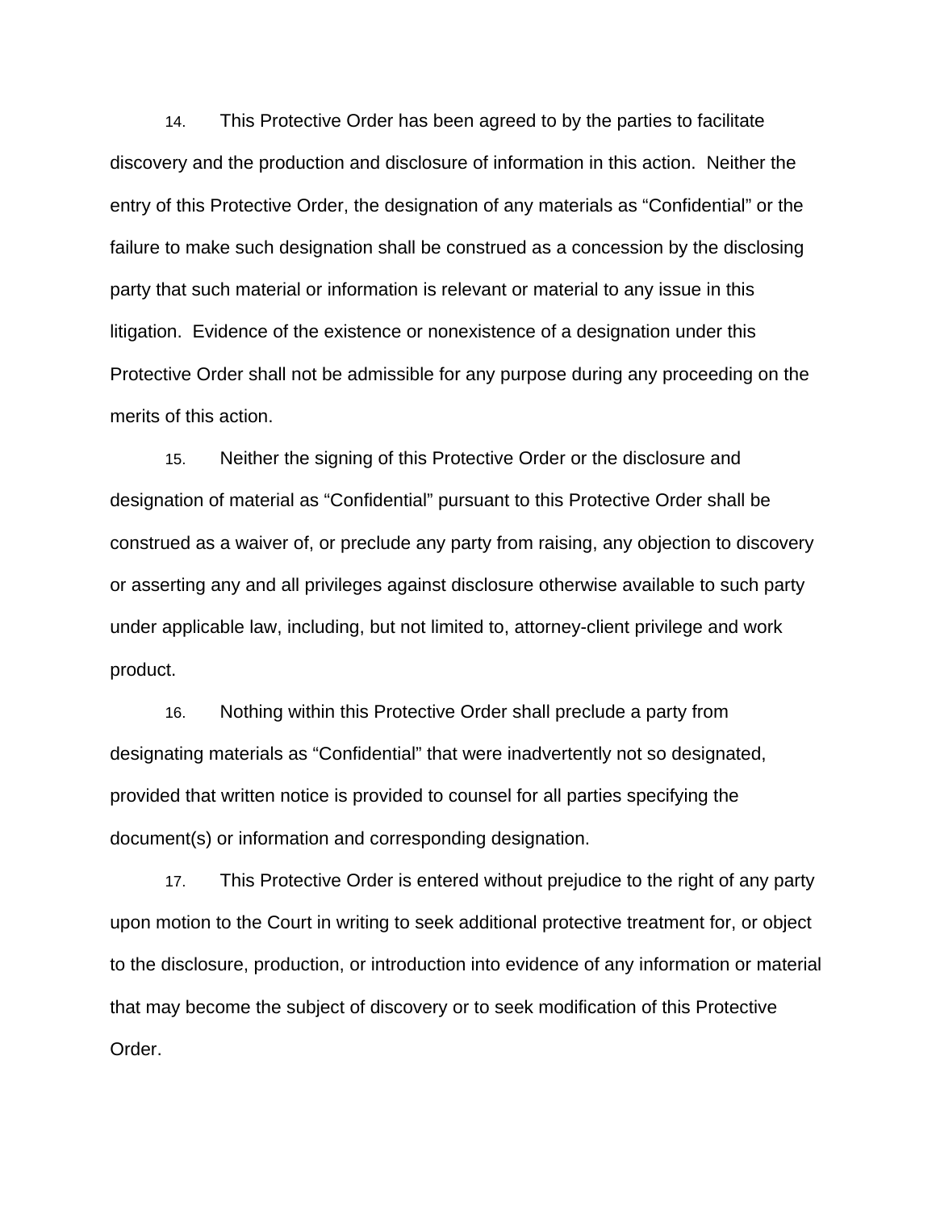14. This Protective Order has been agreed to by the parties to facilitate discovery and the production and disclosure of information in this action. Neither the entry of this Protective Order, the designation of any materials as "Confidential" or the failure to make such designation shall be construed as a concession by the disclosing party that such material or information is relevant or material to any issue in this litigation. Evidence of the existence or nonexistence of a designation under this Protective Order shall not be admissible for any purpose during any proceeding on the merits of this action.

15. Neither the signing of this Protective Order or the disclosure and designation of material as "Confidential" pursuant to this Protective Order shall be construed as a waiver of, or preclude any party from raising, any objection to discovery or asserting any and all privileges against disclosure otherwise available to such party under applicable law, including, but not limited to, attorney-client privilege and work product.

16. Nothing within this Protective Order shall preclude a party from designating materials as "Confidential" that were inadvertently not so designated, provided that written notice is provided to counsel for all parties specifying the document(s) or information and corresponding designation.

17. This Protective Order is entered without prejudice to the right of any party upon motion to the Court in writing to seek additional protective treatment for, or object to the disclosure, production, or introduction into evidence of any information or material that may become the subject of discovery or to seek modification of this Protective Order.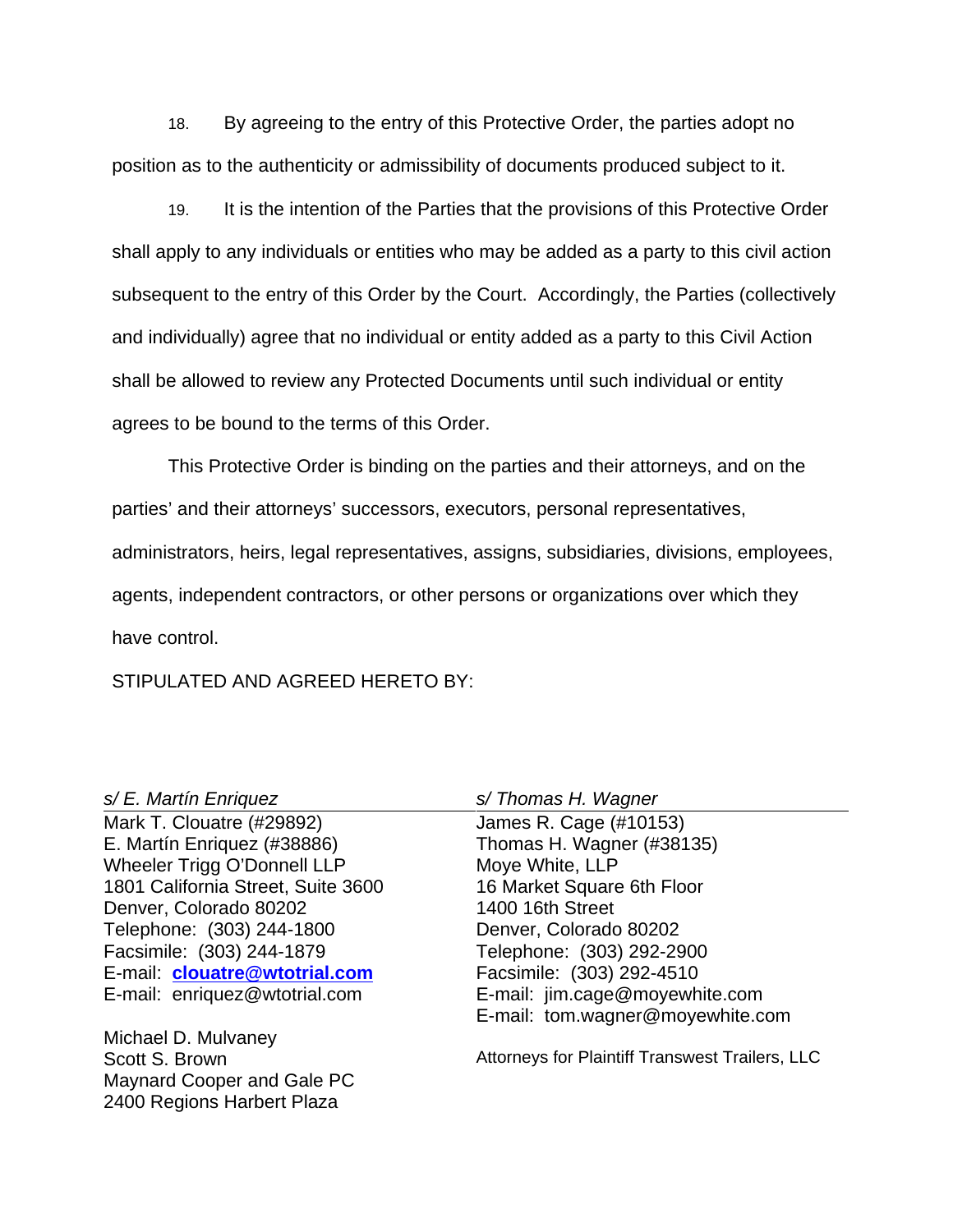18. By agreeing to the entry of this Protective Order, the parties adopt no position as to the authenticity or admissibility of documents produced subject to it.

19. It is the intention of the Parties that the provisions of this Protective Order shall apply to any individuals or entities who may be added as a party to this civil action subsequent to the entry of this Order by the Court. Accordingly, the Parties (collectively and individually) agree that no individual or entity added as a party to this Civil Action shall be allowed to review any Protected Documents until such individual or entity agrees to be bound to the terms of this Order.

This Protective Order is binding on the parties and their attorneys, and on the parties' and their attorneys' successors, executors, personal representatives, administrators, heirs, legal representatives, assigns, subsidiaries, divisions, employees, agents, independent contractors, or other persons or organizations over which they have control.

STIPULATED AND AGREED HERETO BY:

*s/ E. Martín Enriquez*
Mark T. Clouatre (#29892)
E. Martín Enriquez (#38886)
Wheeler Trigg O'Donnell LLP
1801 California Street, Suite 3600
Denver, Colorado 80202
Telephone: (303) 244-1800
Facsimile: (303) 244-1879
E-mail: **clouatre@wtotrial.com**
E-mail: enriquez@wtotrial.com

Michael D. Mulvaney
Scott S. Brown
Maynard Cooper and Gale PC
2400 Regions Harbert Plaza

*s/ Thomas H. Wagner*
James R. Cage (#10153)
Thomas H. Wagner (#38135)
Moye White, LLP
16 Market Square 6th Floor
1400 16th Street
Denver, Colorado 80202
Telephone: (303) 292-2900
Facsimile: (303) 292-4510
E-mail: jim.cage@moyewhite.com
E-mail: tom.wagner@moyewhite.com

Attorneys for Plaintiff Transwest Trailers, LLC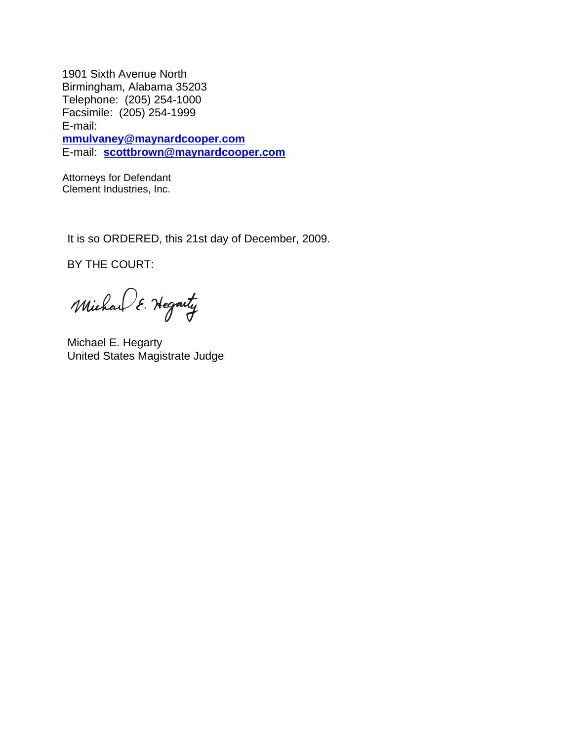1901 Sixth Avenue North
Birmingham, Alabama 35203
Telephone: (205) 254-1000
Facsimile: (205) 254-1999
E-mail:
**mmulvaney@maynardcooper.com**
E-mail: **scottbrown@maynardcooper.com**

Attorneys for Defendant
Clement Industries, Inc.

It is so ORDERED, this 21st day of December, 2009.

BY THE COURT:

Michael E. Hegarty

Michael E. Hegarty
United States Magistrate Judge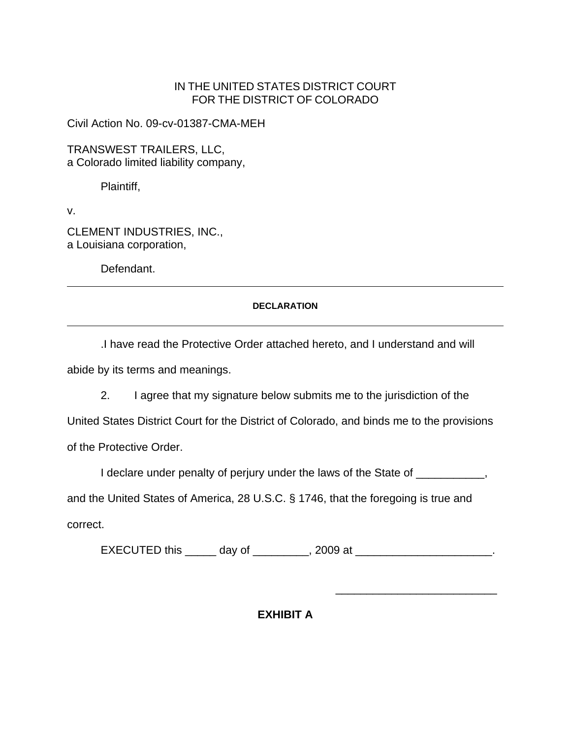IN THE UNITED STATES DISTRICT COURT
FOR THE DISTRICT OF COLORADO

Civil Action No. 09-cv-01387-CMA-MEH

TRANSWEST TRAILERS, LLC,
a Colorado limited liability company,

Plaintiff,

v.

CLEMENT INDUSTRIES, INC.,
a Louisiana corporation,

Defendant.

---

**DECLARATION**

---

.I have read the Protective Order attached hereto, and I understand and will abide by its terms and meanings.

2. I agree that my signature below submits me to the jurisdiction of the United States District Court for the District of Colorado, and binds me to the provisions of the Protective Order.

I declare under penalty of perjury under the laws of the State of ___________, and the United States of America, 28 U.S.C. § 1746, that the foregoing is true and correct.

EXECUTED this _____ day of _________, 2009 at ______________________.

__________________________

**EXHIBIT A**